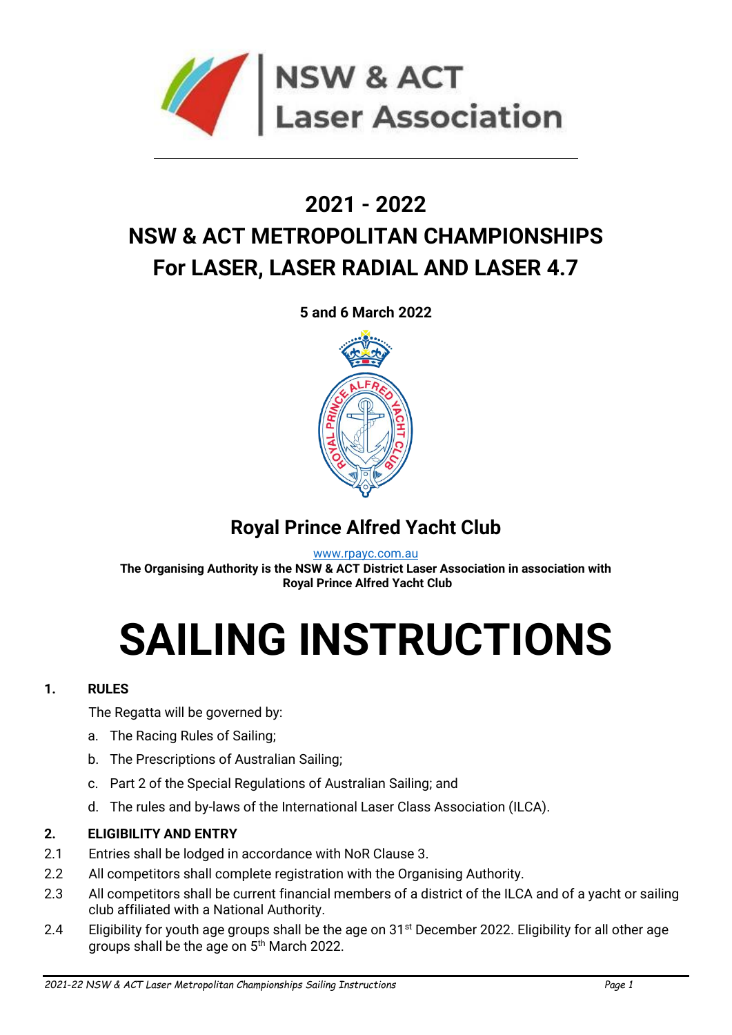NSW & ACT
Laser Association

# 2021 - 2022
# NSW & ACT METROPOLITAN CHAMPIONSHIPS
# For LASER, LASER RADIAL AND LASER 4.7

**5 and 6 March 2022**

## Royal Prince Alfred Yacht Club

www.rpayc.com.au

**The Organising Authority is the NSW & ACT District Laser Association in association with Royal Prince Alfred Yacht Club**

# SAILING INSTRUCTIONS

## 1. RULES

The Regatta will be governed by:

a. The Racing Rules of Sailing;

b. The Prescriptions of Australian Sailing;

c. Part 2 of the Special Regulations of Australian Sailing; and

d. The rules and by-laws of the International Laser Class Association (ILCA).

## 2. ELIGIBILITY AND ENTRY

2.1 Entries shall be lodged in accordance with NoR Clause 3.

2.2 All competitors shall complete registration with the Organising Authority.

2.3 All competitors shall be current financial members of a district of the ILCA and of a yacht or sailing club affiliated with a National Authority.

2.4 Eligibility for youth age groups shall be the age on 31st December 2022. Eligibility for all other age groups shall be the age on 5th March 2022.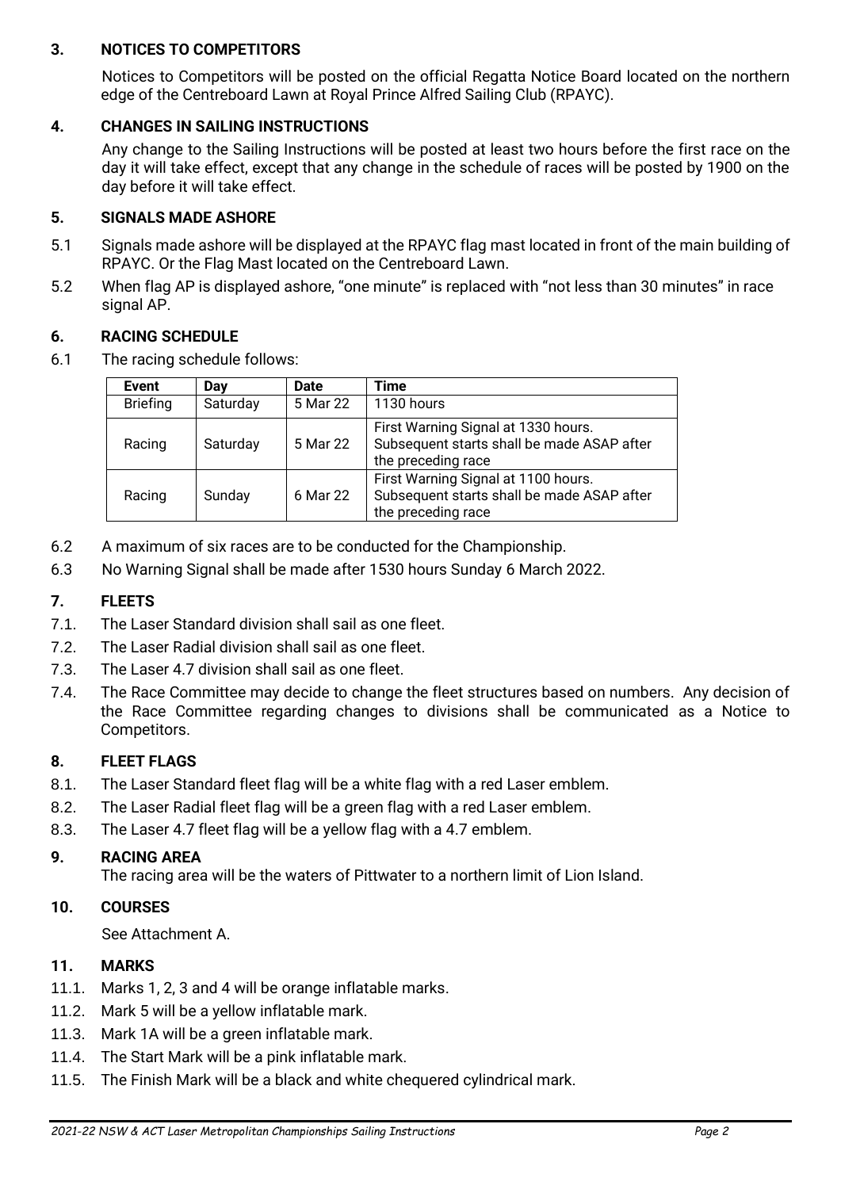## 3. NOTICES TO COMPETITORS

Notices to Competitors will be posted on the official Regatta Notice Board located on the northern edge of the Centreboard Lawn at Royal Prince Alfred Sailing Club (RPAYC).

## 4. CHANGES IN SAILING INSTRUCTIONS

Any change to the Sailing Instructions will be posted at least two hours before the first race on the day it will take effect, except that any change in the schedule of races will be posted by 1900 on the day before it will take effect.

## 5. SIGNALS MADE ASHORE

5.1 Signals made ashore will be displayed at the RPAYC flag mast located in front of the main building of RPAYC. Or the Flag Mast located on the Centreboard Lawn.

5.2 When flag AP is displayed ashore, "one minute" is replaced with "not less than 30 minutes" in race signal AP.

## 6. RACING SCHEDULE

6.1 The racing schedule follows:

| Event | Day | Date | Time |
|---|---|---|---|
| Briefing | Saturday | 5 Mar 22 | 1130 hours |
| Racing | Saturday | 5 Mar 22 | First Warning Signal at 1330 hours. Subsequent starts shall be made ASAP after the preceding race |
| Racing | Sunday | 6 Mar 22 | First Warning Signal at 1100 hours. Subsequent starts shall be made ASAP after the preceding race |

6.2 A maximum of six races are to be conducted for the Championship.

6.3 No Warning Signal shall be made after 1530 hours Sunday 6 March 2022.

## 7. FLEETS

7.1. The Laser Standard division shall sail as one fleet.

7.2. The Laser Radial division shall sail as one fleet.

7.3. The Laser 4.7 division shall sail as one fleet.

7.4. The Race Committee may decide to change the fleet structures based on numbers. Any decision of the Race Committee regarding changes to divisions shall be communicated as a Notice to Competitors.

## 8. FLEET FLAGS

8.1. The Laser Standard fleet flag will be a white flag with a red Laser emblem.

8.2. The Laser Radial fleet flag will be a green flag with a red Laser emblem.

8.3. The Laser 4.7 fleet flag will be a yellow flag with a 4.7 emblem.

## 9. RACING AREA

The racing area will be the waters of Pittwater to a northern limit of Lion Island.

## 10. COURSES

See Attachment A.

## 11. MARKS

11.1. Marks 1, 2, 3 and 4 will be orange inflatable marks.

11.2. Mark 5 will be a yellow inflatable mark.

11.3. Mark 1A will be a green inflatable mark.

11.4. The Start Mark will be a pink inflatable mark.

11.5. The Finish Mark will be a black and white chequered cylindrical mark.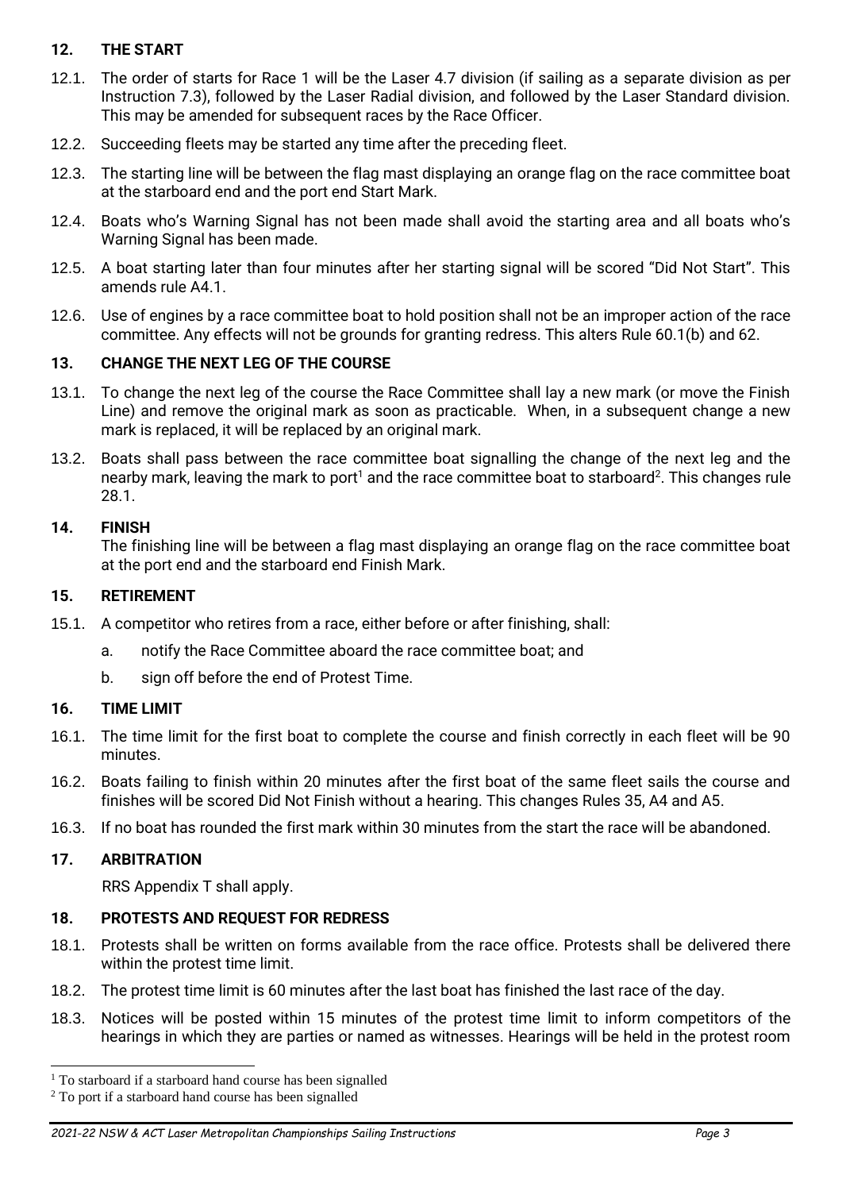## 12. THE START

12.1. The order of starts for Race 1 will be the Laser 4.7 division (if sailing as a separate division as per Instruction 7.3), followed by the Laser Radial division, and followed by the Laser Standard division. This may be amended for subsequent races by the Race Officer.

12.2. Succeeding fleets may be started any time after the preceding fleet.

12.3. The starting line will be between the flag mast displaying an orange flag on the race committee boat at the starboard end and the port end Start Mark.

12.4. Boats who's Warning Signal has not been made shall avoid the starting area and all boats who's Warning Signal has been made.

12.5. A boat starting later than four minutes after her starting signal will be scored "Did Not Start". This amends rule A4.1.

12.6. Use of engines by a race committee boat to hold position shall not be an improper action of the race committee. Any effects will not be grounds for granting redress. This alters Rule 60.1(b) and 62.

## 13. CHANGE THE NEXT LEG OF THE COURSE

13.1. To change the next leg of the course the Race Committee shall lay a new mark (or move the Finish Line) and remove the original mark as soon as practicable. When, in a subsequent change a new mark is replaced, it will be replaced by an original mark.

13.2. Boats shall pass between the race committee boat signalling the change of the next leg and the nearby mark, leaving the mark to port[1] and the race committee boat to starboard[2]. This changes rule 28.1.

## 14. FINISH

The finishing line will be between a flag mast displaying an orange flag on the race committee boat at the port end and the starboard end Finish Mark.

## 15. RETIREMENT

15.1. A competitor who retires from a race, either before or after finishing, shall:

a. notify the Race Committee aboard the race committee boat; and

b. sign off before the end of Protest Time.

## 16. TIME LIMIT

16.1. The time limit for the first boat to complete the course and finish correctly in each fleet will be 90 minutes.

16.2. Boats failing to finish within 20 minutes after the first boat of the same fleet sails the course and finishes will be scored Did Not Finish without a hearing. This changes Rules 35, A4 and A5.

16.3. If no boat has rounded the first mark within 30 minutes from the start the race will be abandoned.

## 17. ARBITRATION

RRS Appendix T shall apply.

## 18. PROTESTS AND REQUEST FOR REDRESS

18.1. Protests shall be written on forms available from the race office. Protests shall be delivered there within the protest time limit.

18.2. The protest time limit is 60 minutes after the last boat has finished the last race of the day.

18.3. Notices will be posted within 15 minutes of the protest time limit to inform competitors of the hearings in which they are parties or named as witnesses. Hearings will be held in the protest room

[1] To starboard if a starboard hand course has been signalled

[2] To port if a starboard hand course has been signalled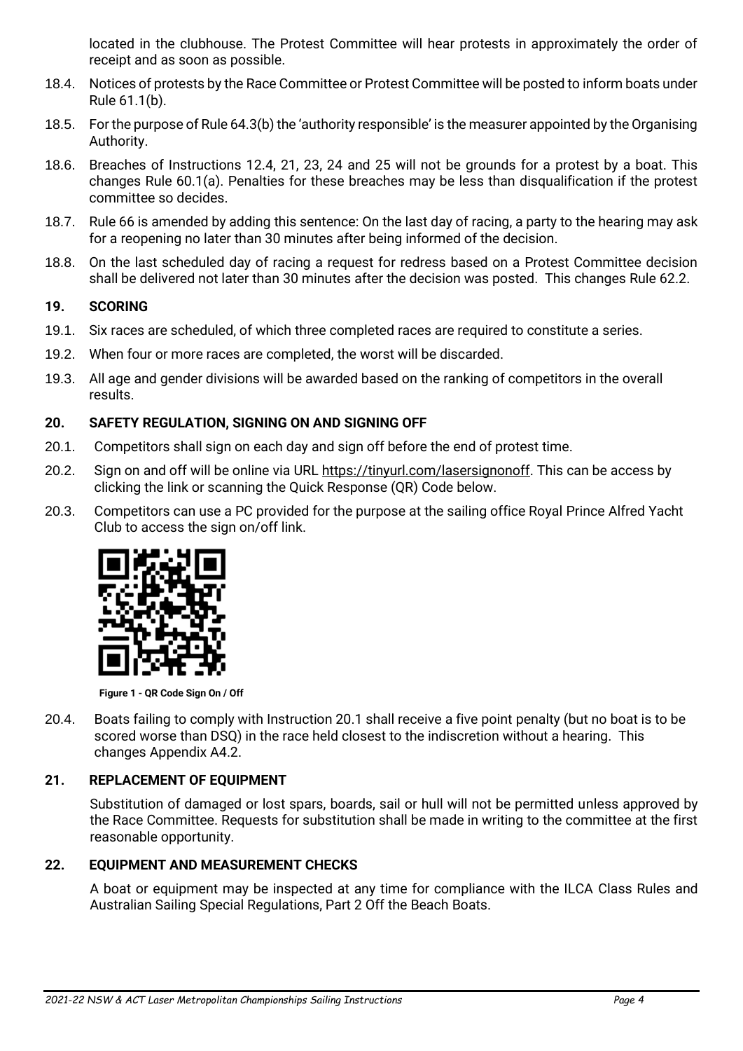located in the clubhouse. The Protest Committee will hear protests in approximately the order of receipt and as soon as possible.

18.4. Notices of protests by the Race Committee or Protest Committee will be posted to inform boats under Rule 61.1(b).

18.5. For the purpose of Rule 64.3(b) the 'authority responsible' is the measurer appointed by the Organising Authority.

18.6. Breaches of Instructions 12.4, 21, 23, 24 and 25 will not be grounds for a protest by a boat. This changes Rule 60.1(a). Penalties for these breaches may be less than disqualification if the protest committee so decides.

18.7. Rule 66 is amended by adding this sentence: On the last day of racing, a party to the hearing may ask for a reopening no later than 30 minutes after being informed of the decision.

18.8. On the last scheduled day of racing a request for redress based on a Protest Committee decision shall be delivered not later than 30 minutes after the decision was posted. This changes Rule 62.2.

## 19. SCORING

19.1. Six races are scheduled, of which three completed races are required to constitute a series.

19.2. When four or more races are completed, the worst will be discarded.

19.3. All age and gender divisions will be awarded based on the ranking of competitors in the overall results.

## 20. SAFETY REGULATION, SIGNING ON AND SIGNING OFF

20.1. Competitors shall sign on each day and sign off before the end of protest time.

20.2. Sign on and off will be online via URL https://tinyurl.com/lasersignonoff. This can be access by clicking the link or scanning the Quick Response (QR) Code below.

20.3. Competitors can use a PC provided for the purpose at the sailing office Royal Prince Alfred Yacht Club to access the sign on/off link.

**Figure 1 - QR Code Sign On / Off**

20.4. Boats failing to comply with Instruction 20.1 shall receive a five point penalty (but no boat is to be scored worse than DSQ) in the race held closest to the indiscretion without a hearing. This changes Appendix A4.2.

## 21. REPLACEMENT OF EQUIPMENT

Substitution of damaged or lost spars, boards, sail or hull will not be permitted unless approved by the Race Committee. Requests for substitution shall be made in writing to the committee at the first reasonable opportunity.

## 22. EQUIPMENT AND MEASUREMENT CHECKS

A boat or equipment may be inspected at any time for compliance with the ILCA Class Rules and Australian Sailing Special Regulations, Part 2 Off the Beach Boats.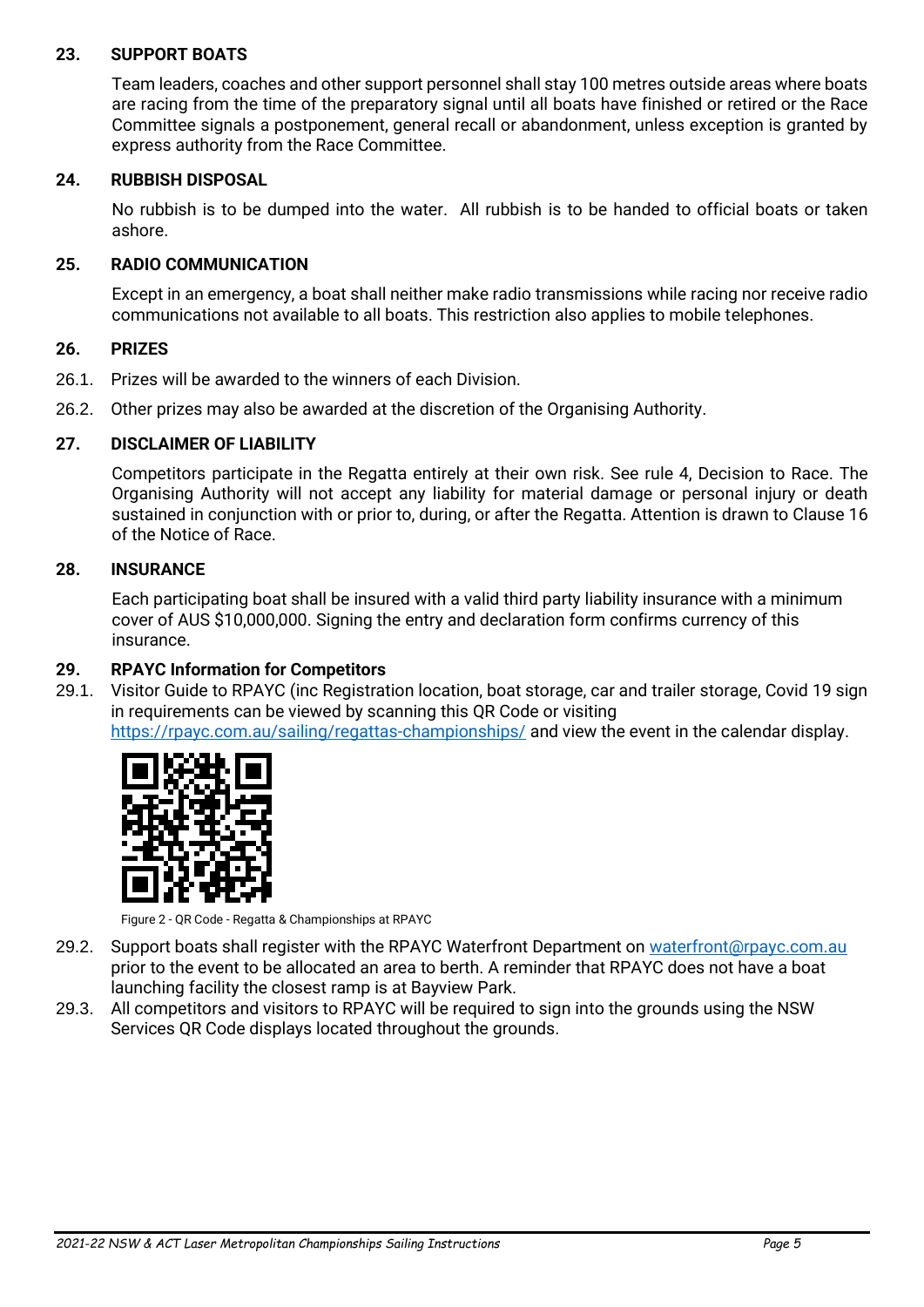## 23. SUPPORT BOATS

Team leaders, coaches and other support personnel shall stay 100 metres outside areas where boats are racing from the time of the preparatory signal until all boats have finished or retired or the Race Committee signals a postponement, general recall or abandonment, unless exception is granted by express authority from the Race Committee.

## 24. RUBBISH DISPOSAL

No rubbish is to be dumped into the water. All rubbish is to be handed to official boats or taken ashore.

## 25. RADIO COMMUNICATION

Except in an emergency, a boat shall neither make radio transmissions while racing nor receive radio communications not available to all boats. This restriction also applies to mobile telephones.

## 26. PRIZES

26.1. Prizes will be awarded to the winners of each Division.

26.2. Other prizes may also be awarded at the discretion of the Organising Authority.

## 27. DISCLAIMER OF LIABILITY

Competitors participate in the Regatta entirely at their own risk. See rule 4, Decision to Race. The Organising Authority will not accept any liability for material damage or personal injury or death sustained in conjunction with or prior to, during, or after the Regatta. Attention is drawn to Clause 16 of the Notice of Race.

## 28. INSURANCE

Each participating boat shall be insured with a valid third party liability insurance with a minimum cover of AUS $10,000,000. Signing the entry and declaration form confirms currency of this insurance.

## 29. RPAYC Information for Competitors

29.1. Visitor Guide to RPAYC (inc Registration location, boat storage, car and trailer storage, Covid 19 sign in requirements can be viewed by scanning this QR Code or visiting [https://rpayc.com.au/sailing/regattas-championships/](https://rpayc.com.au/sailing/regattas-championships/) and view the event in the calendar display.

Figure 2 - QR Code - Regatta & Championships at RPAYC

29.2. Support boats shall register with the RPAYC Waterfront Department on [waterfront@rpayc.com.au](mailto:waterfront@rpayc.com.au) prior to the event to be allocated an area to berth. A reminder that RPAYC does not have a boat launching facility the closest ramp is at Bayview Park.

29.3. All competitors and visitors to RPAYC will be required to sign into the grounds using the NSW Services QR Code displays located throughout the grounds.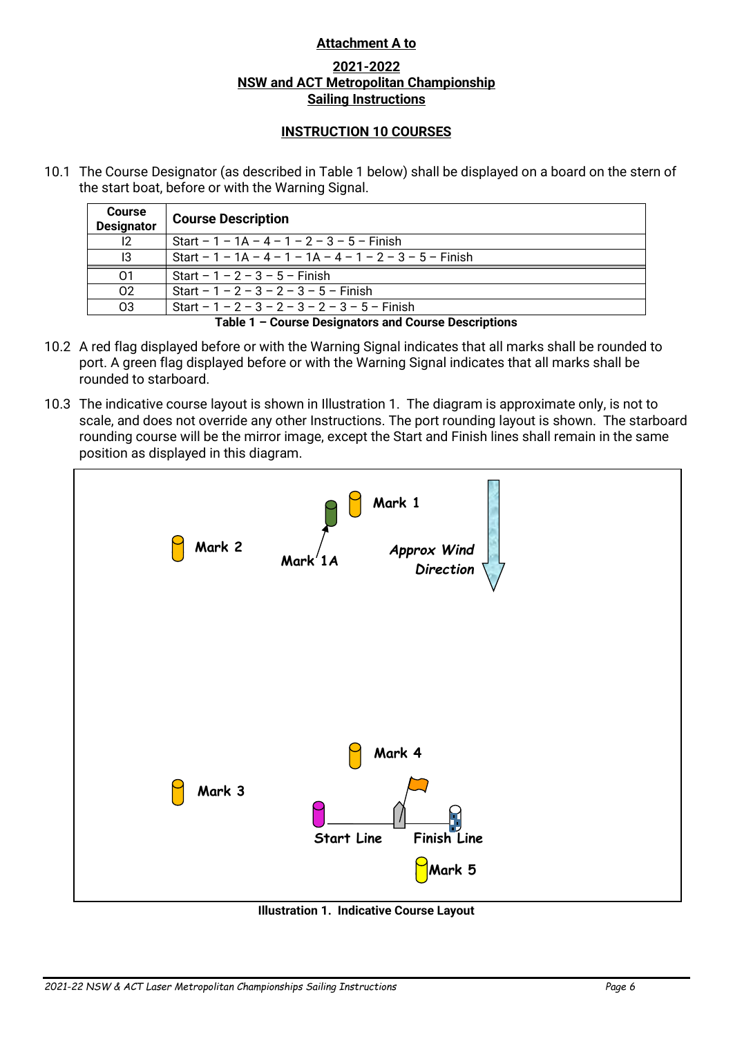**Attachment A to**

**2021-2022**
**NSW and ACT Metropolitan Championship**
**Sailing Instructions**

**INSTRUCTION 10 COURSES**

10.1 The Course Designator (as described in Table 1 below) shall be displayed on a board on the stern of the start boat, before or with the Warning Signal.

| Course Designator | Course Description |
|---|---|
| I2 | Start – 1 – 1A – 4 – 1 – 2 – 3 – 5 – Finish |
| I3 | Start – 1 – 1A – 4 – 1 – 1A – 4 – 1 – 2 – 3 – 5 – Finish |
| O1 | Start – 1 – 2 – 3 – 5 – Finish |
| O2 | Start – 1 – 2 – 3 – 2 – 3 – 5 – Finish |
| O3 | Start – 1 – 2 – 3 – 2 – 3 – 2 – 3 – 5 – Finish |

**Table 1 – Course Designators and Course Descriptions**

10.2 A red flag displayed before or with the Warning Signal indicates that all marks shall be rounded to port. A green flag displayed before or with the Warning Signal indicates that all marks shall be rounded to starboard.

10.3 The indicative course layout is shown in Illustration 1. The diagram is approximate only, is not to scale, and does not override any other Instructions. The port rounding layout is shown. The starboard rounding course will be the mirror image, except the Start and Finish lines shall remain in the same position as displayed in this diagram.

Mark 1
Mark 2
Mark 1A
Approx Wind Direction
Mark 4
Mark 3
Start Line
Finish Line
Mark 5

**Illustration 1. Indicative Course Layout**